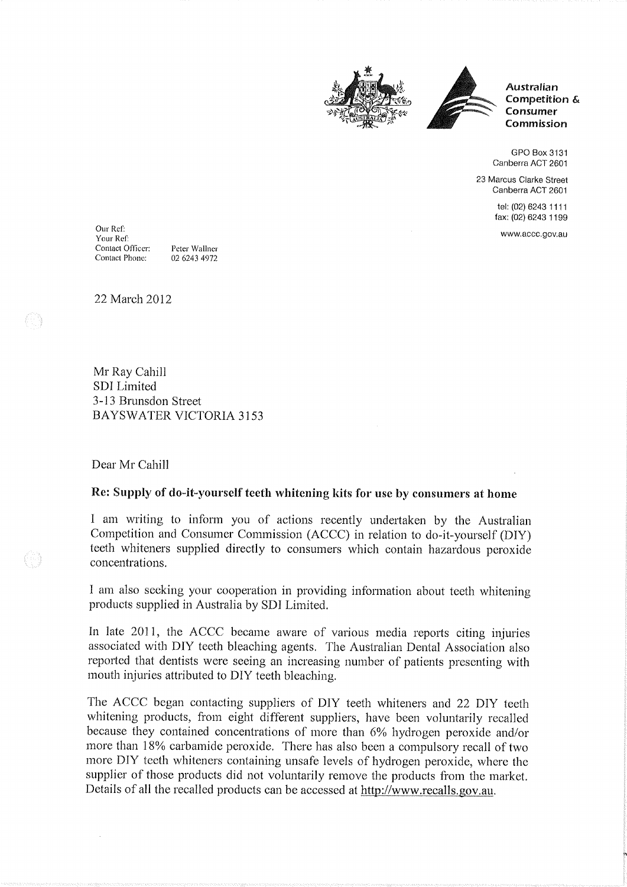**Australian Competition & Consumer Commission**

GPO Box 3131
Canberra ACT 2601

23 Marcus Clarke Street
Canberra ACT 2601

tel: (02) 6243 1111
fax: (02) 6243 1199

www.accc.gov.au

Our Ref:
Your Ref:
Contact Officer: Peter Wallner
Contact Phone: 02 6243 4972

22 March 2012

Mr Ray Cahill
SDI Limited
3-13 Brunsdon Street
BAYSWATER VICTORIA 3153

Dear Mr Cahill

**Re: Supply of do-it-yourself teeth whitening kits for use by consumers at home**

I am writing to inform you of actions recently undertaken by the Australian Competition and Consumer Commission (ACCC) in relation to do-it-yourself (DIY) teeth whiteners supplied directly to consumers which contain hazardous peroxide concentrations.

I am also seeking your cooperation in providing information about teeth whitening products supplied in Australia by SDI Limited.

In late 2011, the ACCC became aware of various media reports citing injuries associated with DIY teeth bleaching agents. The Australian Dental Association also reported that dentists were seeing an increasing number of patients presenting with mouth injuries attributed to DIY teeth bleaching.

The ACCC began contacting suppliers of DIY teeth whiteners and 22 DIY teeth whitening products, from eight different suppliers, have been voluntarily recalled because they contained concentrations of more than 6% hydrogen peroxide and/or more than 18% carbamide peroxide. There has also been a compulsory recall of two more DIY teeth whiteners containing unsafe levels of hydrogen peroxide, where the supplier of those products did not voluntarily remove the products from the market. Details of all the recalled products can be accessed at http://www.recalls.gov.au.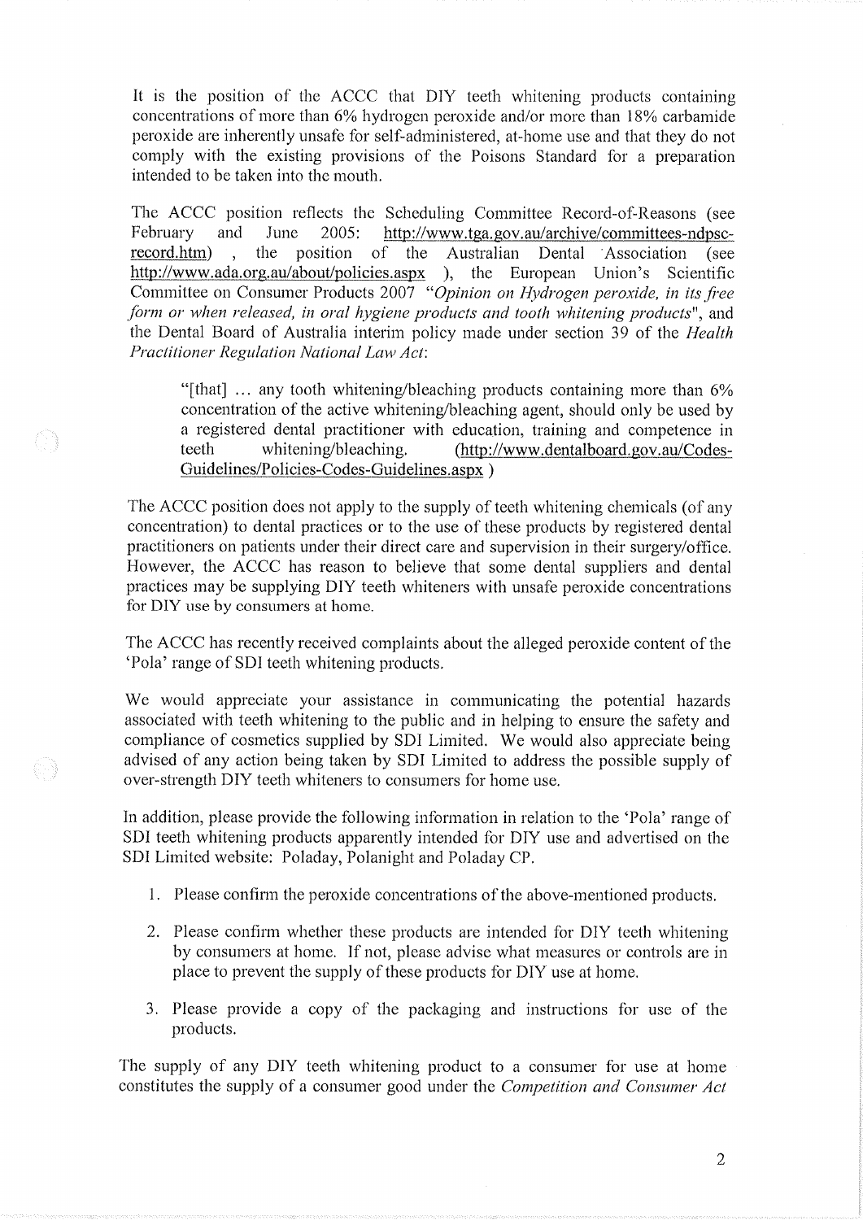It is the position of the ACCC that DIY teeth whitening products containing concentrations of more than 6% hydrogen peroxide and/or more than 18% carbamide peroxide are inherently unsafe for self-administered, at-home use and that they do not comply with the existing provisions of the Poisons Standard for a preparation intended to be taken into the mouth.

The ACCC position reflects the Scheduling Committee Record-of-Reasons (see February and June 2005: http://www.tga.gov.au/archive/committees-ndpsc-record.htm) , the position of the Australian Dental Association (see http://www.ada.org.au/about/policies.aspx ), the European Union's Scientific Committee on Consumer Products 2007 *"Opinion on Hydrogen peroxide, in its free form or when released, in oral hygiene products and tooth whitening products"*, and the Dental Board of Australia interim policy made under section 39 of the *Health Practitioner Regulation National Law Act*:

> "[that] … any tooth whitening/bleaching products containing more than 6% concentration of the active whitening/bleaching agent, should only be used by a registered dental practitioner with education, training and competence in teeth whitening/bleaching. (http://www.dentalboard.gov.au/Codes-Guidelines/Policies-Codes-Guidelines.aspx )

The ACCC position does not apply to the supply of teeth whitening chemicals (of any concentration) to dental practices or to the use of these products by registered dental practitioners on patients under their direct care and supervision in their surgery/office. However, the ACCC has reason to believe that some dental suppliers and dental practices may be supplying DIY teeth whiteners with unsafe peroxide concentrations for DIY use by consumers at home.

The ACCC has recently received complaints about the alleged peroxide content of the 'Pola' range of SDI teeth whitening products.

We would appreciate your assistance in communicating the potential hazards associated with teeth whitening to the public and in helping to ensure the safety and compliance of cosmetics supplied by SDI Limited. We would also appreciate being advised of any action being taken by SDI Limited to address the possible supply of over-strength DIY teeth whiteners to consumers for home use.

In addition, please provide the following information in relation to the 'Pola' range of SDI teeth whitening products apparently intended for DIY use and advertised on the SDI Limited website: Poladay, Polanight and Poladay CP.

1. Please confirm the peroxide concentrations of the above-mentioned products.
2. Please confirm whether these products are intended for DIY teeth whitening by consumers at home. If not, please advise what measures or controls are in place to prevent the supply of these products for DIY use at home.
3. Please provide a copy of the packaging and instructions for use of the products.

The supply of any DIY teeth whitening product to a consumer for use at home constitutes the supply of a consumer good under the *Competition and Consumer Act*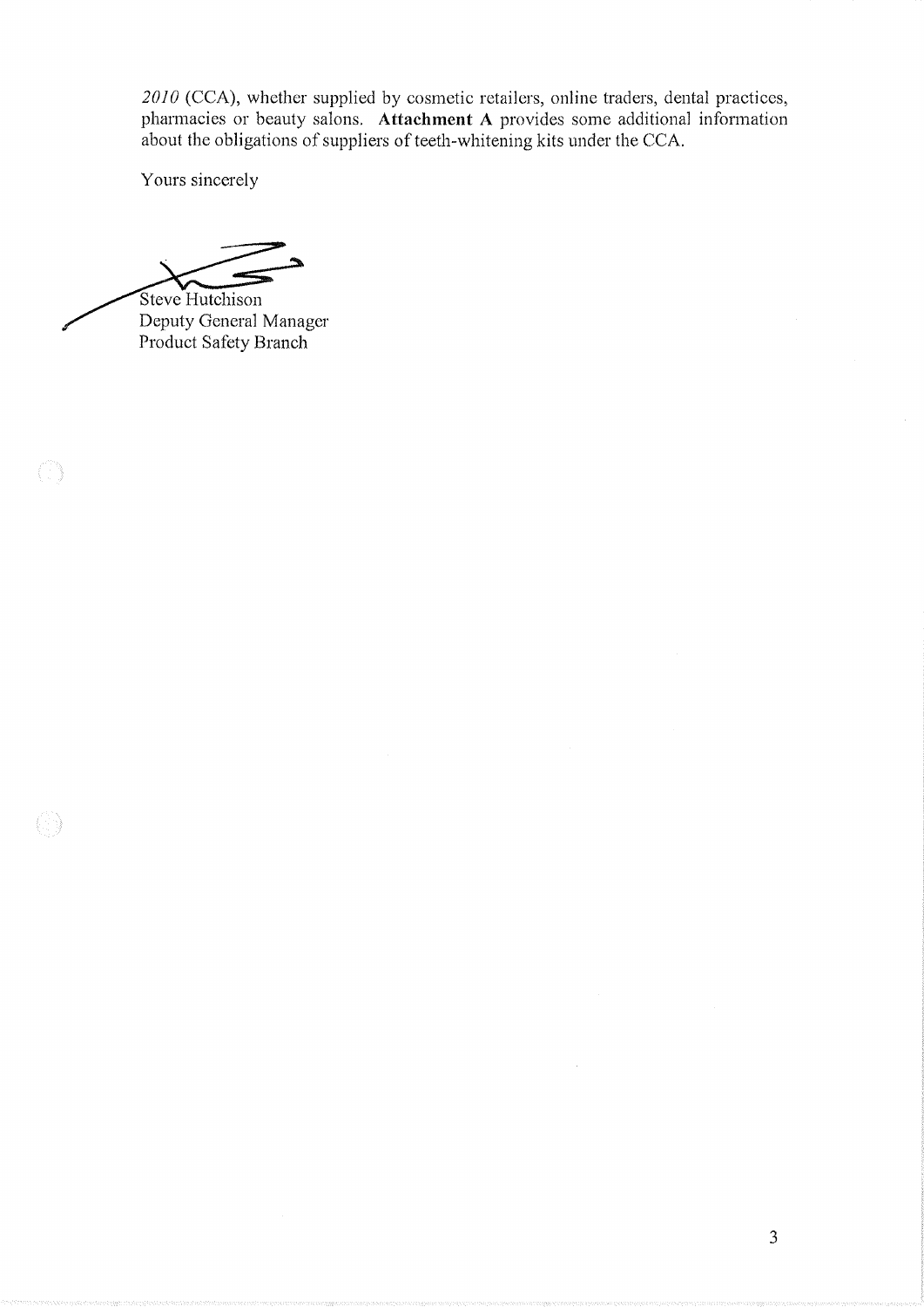*2010* (CCA), whether supplied by cosmetic retailers, online traders, dental practices, pharmacies or beauty salons. **Attachment A** provides some additional information about the obligations of suppliers of teeth-whitening kits under the CCA.

Yours sincerely

Steve Hutchison
Deputy General Manager
Product Safety Branch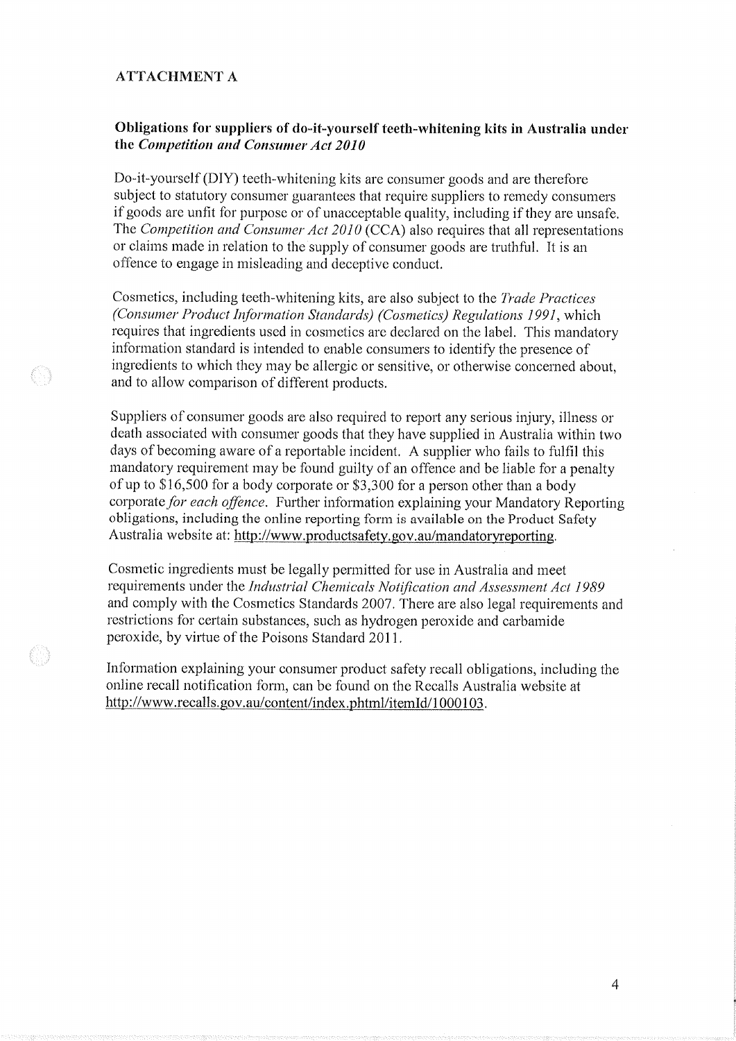## ATTACHMENT A

### Obligations for suppliers of do-it-yourself teeth-whitening kits in Australia under the *Competition and Consumer Act 2010*

Do-it-yourself (DIY) teeth-whitening kits are consumer goods and are therefore subject to statutory consumer guarantees that require suppliers to remedy consumers if goods are unfit for purpose or of unacceptable quality, including if they are unsafe. The *Competition and Consumer Act 2010* (CCA) also requires that all representations or claims made in relation to the supply of consumer goods are truthful. It is an offence to engage in misleading and deceptive conduct.

Cosmetics, including teeth-whitening kits, are also subject to the *Trade Practices (Consumer Product Information Standards) (Cosmetics) Regulations 1991*, which requires that ingredients used in cosmetics are declared on the label. This mandatory information standard is intended to enable consumers to identify the presence of ingredients to which they may be allergic or sensitive, or otherwise concerned about, and to allow comparison of different products.

Suppliers of consumer goods are also required to report any serious injury, illness or death associated with consumer goods that they have supplied in Australia within two days of becoming aware of a reportable incident. A supplier who fails to fulfil this mandatory requirement may be found guilty of an offence and be liable for a penalty of up to $16,500 for a body corporate or $3,300 for a person other than a body corporate *for each offence*. Further information explaining your Mandatory Reporting obligations, including the online reporting form is available on the Product Safety Australia website at: http://www.productsafety.gov.au/mandatoryreporting.

Cosmetic ingredients must be legally permitted for use in Australia and meet requirements under the *Industrial Chemicals Notification and Assessment Act 1989* and comply with the Cosmetics Standards 2007. There are also legal requirements and restrictions for certain substances, such as hydrogen peroxide and carbamide peroxide, by virtue of the Poisons Standard 2011.

Information explaining your consumer product safety recall obligations, including the online recall notification form, can be found on the Recalls Australia website at http://www.recalls.gov.au/content/index.phtml/itemId/1000103.